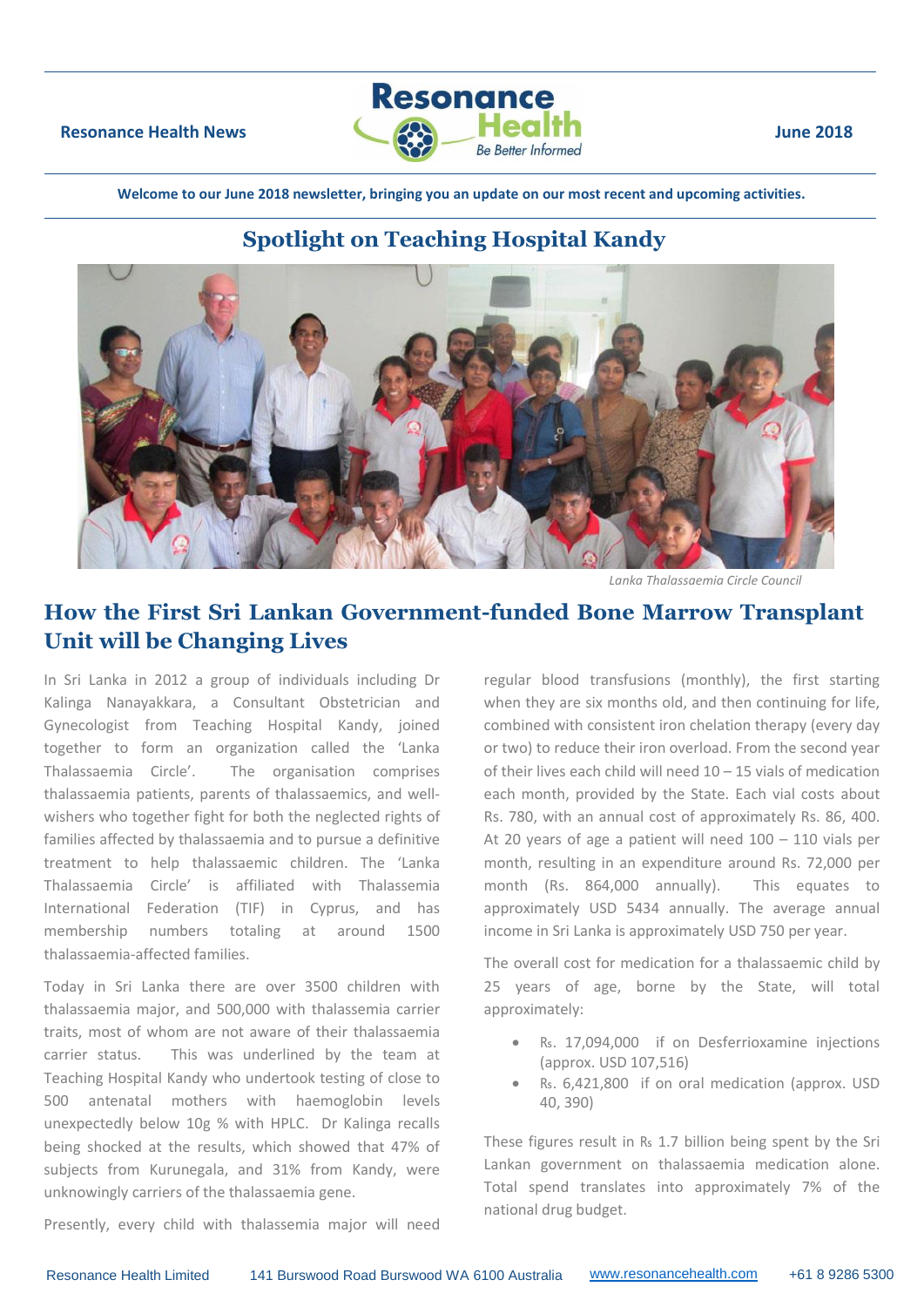**Resonance Health News** — **June 2018**

**Welcome to our June 2018 newsletter, bringing you an update on our most recent and upcoming activities.**

## Spotlight on Teaching Hospital Kandy

*Lanka Thalassaemia Circle Council*

# How the First Sri Lankan Government-funded Bone Marrow Transplant Unit will be Changing Lives

In Sri Lanka in 2012 a group of individuals including Dr Kalinga Nanayakkara, a Consultant Obstetrician and Gynecologist from Teaching Hospital Kandy, joined together to form an organization called the 'Lanka Thalassaemia Circle'. The organisation comprises thalassaemia patients, parents of thalassaemics, and well-wishers who together fight for both the neglected rights of families affected by thalassaemia and to pursue a definitive treatment to help thalassaemic children. The 'Lanka Thalassaemia Circle' is affiliated with Thalassemia International Federation (TIF) in Cyprus, and has membership numbers totaling at around 1500 thalassaemia-affected families.

Today in Sri Lanka there are over 3500 children with thalassaemia major, and 500,000 with thalassemia carrier traits, most of whom are not aware of their thalassaemia carrier status. This was underlined by the team at Teaching Hospital Kandy who undertook testing of close to 500 antenatal mothers with haemoglobin levels unexpectedly below 10g % with HPLC. Dr Kalinga recalls being shocked at the results, which showed that 47% of subjects from Kurunegala, and 31% from Kandy, were unknowingly carriers of the thalassaemia gene.

Presently, every child with thalassemia major will need regular blood transfusions (monthly), the first starting when they are six months old, and then continuing for life, combined with consistent iron chelation therapy (every day or two) to reduce their iron overload. From the second year of their lives each child will need 10 – 15 vials of medication each month, provided by the State. Each vial costs about Rs. 780, with an annual cost of approximately Rs. 86, 400. At 20 years of age a patient will need 100 – 110 vials per month, resulting in an expenditure around Rs. 72,000 per month (Rs. 864,000 annually). This equates to approximately USD 5434 annually. The average annual income in Sri Lanka is approximately USD 750 per year.

The overall cost for medication for a thalassaemic child by 25 years of age, borne by the State, will total approximately:

- ₨. 17,094,000 if on Desferrioxamine injections (approx. USD 107,516)
- ₨. 6,421,800 if on oral medication (approx. USD 40, 390)

These figures result in ₨ 1.7 billion being spent by the Sri Lankan government on thalassaemia medication alone. Total spend translates into approximately 7% of the national drug budget.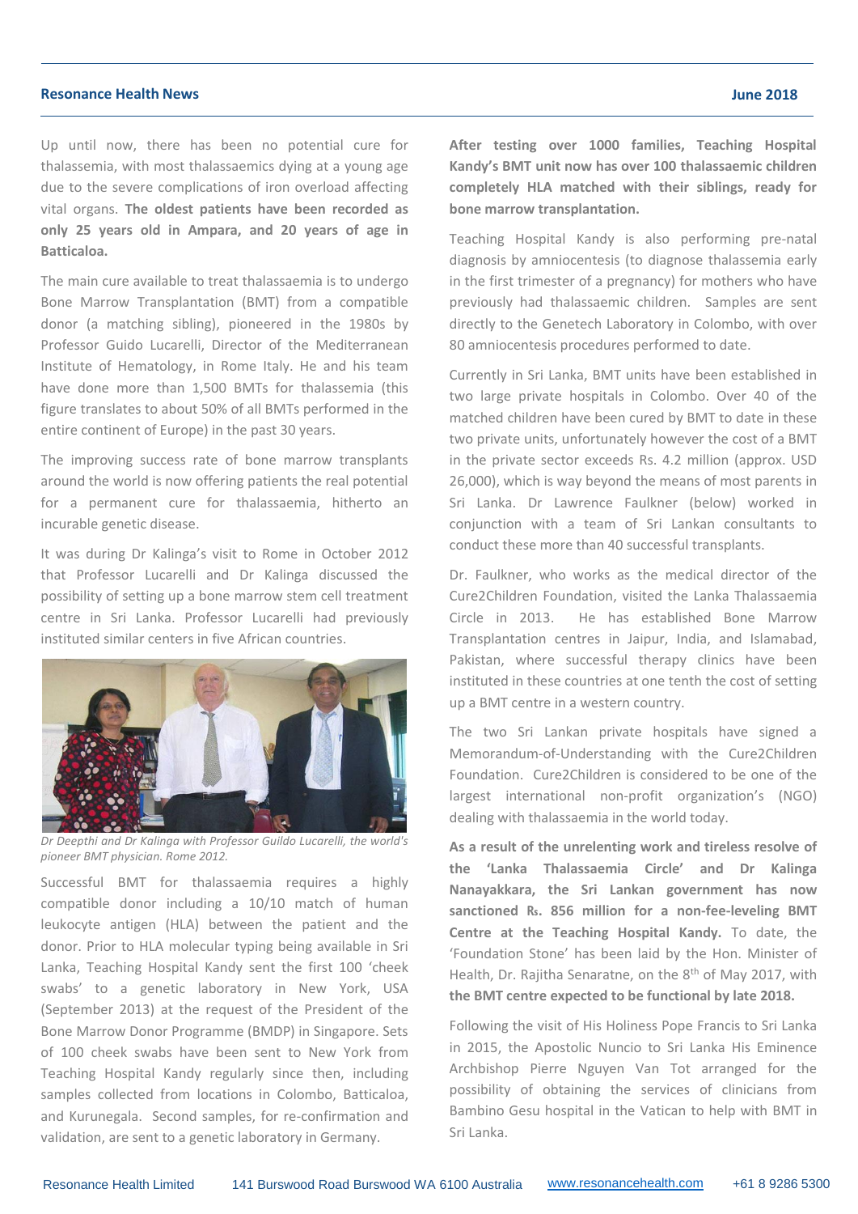Up until now, there has been no potential cure for thalassemia, with most thalassaemics dying at a young age due to the severe complications of iron overload affecting vital organs. **The oldest patients have been recorded as only 25 years old in Ampara, and 20 years of age in Batticaloa.**

The main cure available to treat thalassaemia is to undergo Bone Marrow Transplantation (BMT) from a compatible donor (a matching sibling), pioneered in the 1980s by Professor Guido Lucarelli, Director of the Mediterranean Institute of Hematology, in Rome Italy. He and his team have done more than 1,500 BMTs for thalassemia (this figure translates to about 50% of all BMTs performed in the entire continent of Europe) in the past 30 years.

The improving success rate of bone marrow transplants around the world is now offering patients the real potential for a permanent cure for thalassaemia, hitherto an incurable genetic disease.

It was during Dr Kalinga's visit to Rome in October 2012 that Professor Lucarelli and Dr Kalinga discussed the possibility of setting up a bone marrow stem cell treatment centre in Sri Lanka. Professor Lucarelli had previously instituted similar centers in five African countries.

*Dr Deepthi and Dr Kalinga with Professor Guildo Lucarelli, the world's pioneer BMT physician. Rome 2012.*

Successful BMT for thalassaemia requires a highly compatible donor including a 10/10 match of human leukocyte antigen (HLA) between the patient and the donor. Prior to HLA molecular typing being available in Sri Lanka, Teaching Hospital Kandy sent the first 100 'cheek swabs' to a genetic laboratory in New York, USA (September 2013) at the request of the President of the Bone Marrow Donor Programme (BMDP) in Singapore. Sets of 100 cheek swabs have been sent to New York from Teaching Hospital Kandy regularly since then, including samples collected from locations in Colombo, Batticaloa, and Kurunegala. Second samples, for re-confirmation and validation, are sent to a genetic laboratory in Germany.

**After testing over 1000 families, Teaching Hospital Kandy's BMT unit now has over 100 thalassaemic children completely HLA matched with their siblings, ready for bone marrow transplantation.**

Teaching Hospital Kandy is also performing pre-natal diagnosis by amniocentesis (to diagnose thalassemia early in the first trimester of a pregnancy) for mothers who have previously had thalassaemic children. Samples are sent directly to the Genetech Laboratory in Colombo, with over 80 amniocentesis procedures performed to date.

Currently in Sri Lanka, BMT units have been established in two large private hospitals in Colombo. Over 40 of the matched children have been cured by BMT to date in these two private units, unfortunately however the cost of a BMT in the private sector exceeds Rs. 4.2 million (approx. USD 26,000), which is way beyond the means of most parents in Sri Lanka. Dr Lawrence Faulkner (below) worked in conjunction with a team of Sri Lankan consultants to conduct these more than 40 successful transplants.

Dr. Faulkner, who works as the medical director of the Cure2Children Foundation, visited the Lanka Thalassaemia Circle in 2013. He has established Bone Marrow Transplantation centres in Jaipur, India, and Islamabad, Pakistan, where successful therapy clinics have been instituted in these countries at one tenth the cost of setting up a BMT centre in a western country.

The two Sri Lankan private hospitals have signed a Memorandum-of-Understanding with the Cure2Children Foundation. Cure2Children is considered to be one of the largest international non-profit organization's (NGO) dealing with thalassaemia in the world today.

**As a result of the unrelenting work and tireless resolve of the 'Lanka Thalassaemia Circle' and Dr Kalinga Nanayakkara, the Sri Lankan government has now sanctioned Rs. 856 million for a non-fee-leveling BMT Centre at the Teaching Hospital Kandy.** To date, the 'Foundation Stone' has been laid by the Hon. Minister of Health, Dr. Rajitha Senaratne, on the 8th of May 2017, with **the BMT centre expected to be functional by late 2018.**

Following the visit of His Holiness Pope Francis to Sri Lanka in 2015, the Apostolic Nuncio to Sri Lanka His Eminence Archbishop Pierre Nguyen Van Tot arranged for the possibility of obtaining the services of clinicians from Bambino Gesu hospital in the Vatican to help with BMT in Sri Lanka.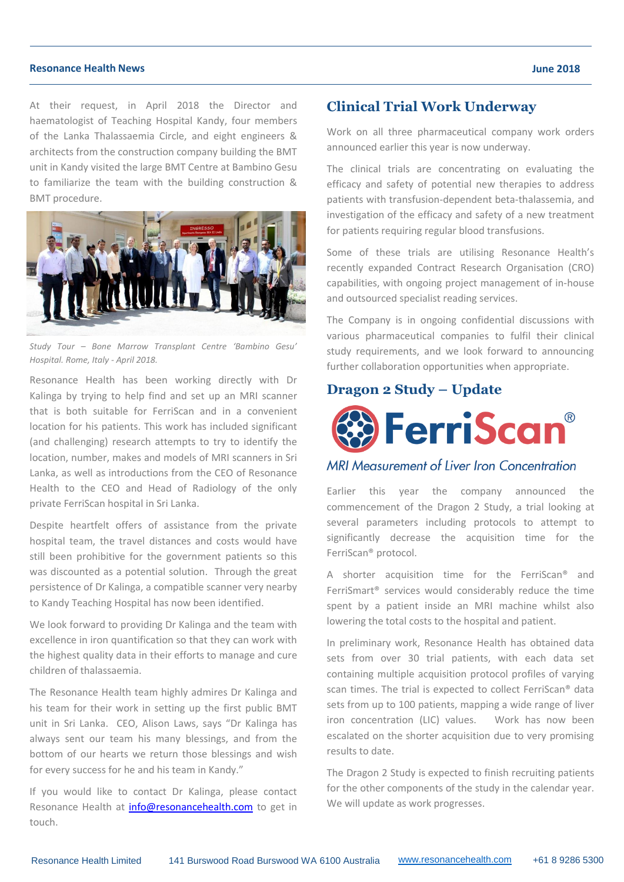At their request, in April 2018 the Director and haematologist of Teaching Hospital Kandy, four members of the Lanka Thalassaemia Circle, and eight engineers & architects from the construction company building the BMT unit in Kandy visited the large BMT Centre at Bambino Gesu to familiarize the team with the building construction & BMT procedure.

*Study Tour – Bone Marrow Transplant Centre 'Bambino Gesu' Hospital. Rome, Italy - April 2018.*

Resonance Health has been working directly with Dr Kalinga by trying to help find and set up an MRI scanner that is both suitable for FerriScan and in a convenient location for his patients. This work has included significant (and challenging) research attempts to try to identify the location, number, makes and models of MRI scanners in Sri Lanka, as well as introductions from the CEO of Resonance Health to the CEO and Head of Radiology of the only private FerriScan hospital in Sri Lanka.

Despite heartfelt offers of assistance from the private hospital team, the travel distances and costs would have still been prohibitive for the government patients so this was discounted as a potential solution. Through the great persistence of Dr Kalinga, a compatible scanner very nearby to Kandy Teaching Hospital has now been identified.

We look forward to providing Dr Kalinga and the team with excellence in iron quantification so that they can work with the highest quality data in their efforts to manage and cure children of thalassaemia.

The Resonance Health team highly admires Dr Kalinga and his team for their work in setting up the first public BMT unit in Sri Lanka. CEO, Alison Laws, says "Dr Kalinga has always sent our team his many blessings, and from the bottom of our hearts we return those blessings and wish for every success for he and his team in Kandy."

If you would like to contact Dr Kalinga, please contact Resonance Health at info@resonancehealth.com to get in touch.

## Clinical Trial Work Underway

Work on all three pharmaceutical company work orders announced earlier this year is now underway.

The clinical trials are concentrating on evaluating the efficacy and safety of potential new therapies to address patients with transfusion-dependent beta-thalassemia, and investigation of the efficacy and safety of a new treatment for patients requiring regular blood transfusions.

Some of these trials are utilising Resonance Health's recently expanded Contract Research Organisation (CRO) capabilities, with ongoing project management of in-house and outsourced specialist reading services.

The Company is in ongoing confidential discussions with various pharmaceutical companies to fulfil their clinical study requirements, and we look forward to announcing further collaboration opportunities when appropriate.

## Dragon 2 Study – Update

**FerriScan®**

*MRI Measurement of Liver Iron Concentration*

Earlier this year the company announced the commencement of the Dragon 2 Study, a trial looking at several parameters including protocols to attempt to significantly decrease the acquisition time for the FerriScan® protocol.

A shorter acquisition time for the FerriScan® and FerriSmart® services would considerably reduce the time spent by a patient inside an MRI machine whilst also lowering the total costs to the hospital and patient.

In preliminary work, Resonance Health has obtained data sets from over 30 trial patients, with each data set containing multiple acquisition protocol profiles of varying scan times. The trial is expected to collect FerriScan® data sets from up to 100 patients, mapping a wide range of liver iron concentration (LIC) values. Work has now been escalated on the shorter acquisition due to very promising results to date.

The Dragon 2 Study is expected to finish recruiting patients for the other components of the study in the calendar year. We will update as work progresses.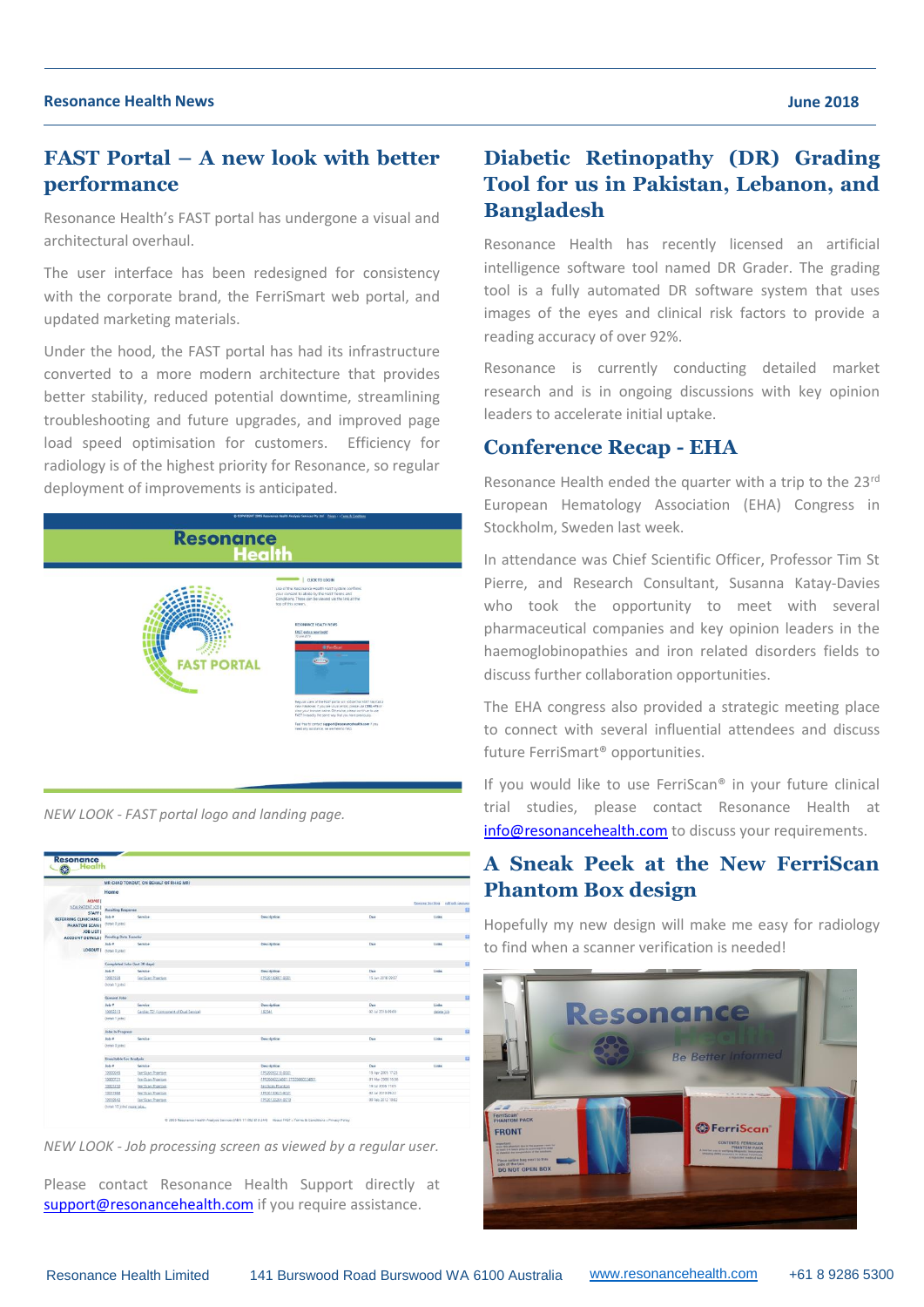Resonance Health News

June 2018

## FAST Portal – A new look with better performance

Resonance Health's FAST portal has undergone a visual and architectural overhaul.

The user interface has been redesigned for consistency with the corporate brand, the FerriSmart web portal, and updated marketing materials.

Under the hood, the FAST portal has had its infrastructure converted to a more modern architecture that provides better stability, reduced potential downtime, streamlining troubleshooting and future upgrades, and improved page load speed optimisation for customers. Efficiency for radiology is of the highest priority for Resonance, so regular deployment of improvements is anticipated.

*NEW LOOK - FAST portal logo and landing page.*

*NEW LOOK - Job processing screen as viewed by a regular user.*

Please contact Resonance Health Support directly at support@resonancehealth.com if you require assistance.

## Diabetic Retinopathy (DR) Grading Tool for us in Pakistan, Lebanon, and Bangladesh

Resonance Health has recently licensed an artificial intelligence software tool named DR Grader. The grading tool is a fully automated DR software system that uses images of the eyes and clinical risk factors to provide a reading accuracy of over 92%.

Resonance is currently conducting detailed market research and is in ongoing discussions with key opinion leaders to accelerate initial uptake.

## Conference Recap - EHA

Resonance Health ended the quarter with a trip to the 23rd European Hematology Association (EHA) Congress in Stockholm, Sweden last week.

In attendance was Chief Scientific Officer, Professor Tim St Pierre, and Research Consultant, Susanna Katay-Davies who took the opportunity to meet with several pharmaceutical companies and key opinion leaders in the haemoglobinopathies and iron related disorders fields to discuss further collaboration opportunities.

The EHA congress also provided a strategic meeting place to connect with several influential attendees and discuss future FerriSmart® opportunities.

If you would like to use FerriScan® in your future clinical trial studies, please contact Resonance Health at info@resonancehealth.com to discuss your requirements.

## A Sneak Peek at the New FerriScan Phantom Box design

Hopefully my new design will make me easy for radiology to find when a scanner verification is needed!

Resonance Health Limited 141 Burswood Road Burswood WA 6100 Australia www.resonancehealth.com +61 8 9286 5300